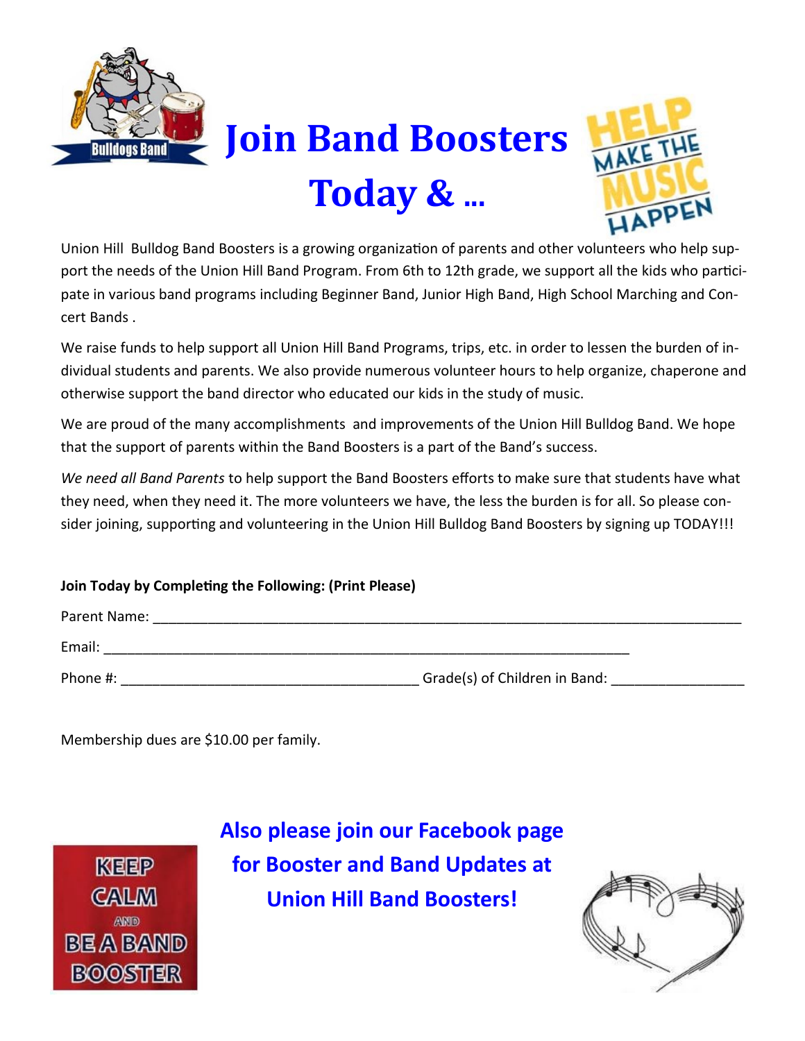# Join Band Boosters Today & ...

Union Hill Bulldog Band Boosters is a growing organization of parents and other volunteers who help support the needs of the Union Hill Band Program. From 6th to 12th grade, we support all the kids who participate in various band programs including Beginner Band, Junior High Band, High School Marching and Concert Bands .

We raise funds to help support all Union Hill Band Programs, trips, etc. in order to lessen the burden of individual students and parents. We also provide numerous volunteer hours to help organize, chaperone and otherwise support the band director who educated our kids in the study of music.

We are proud of the many accomplishments and improvements of the Union Hill Bulldog Band. We hope that the support of parents within the Band Boosters is a part of the Band's success.

*We need all Band Parents* to help support the Band Boosters efforts to make sure that students have what they need, when they need it. The more volunteers we have, the less the burden is for all. So please consider joining, supporting and volunteering in the Union Hill Bulldog Band Boosters by signing up TODAY!!!

**Join Today by Completing the Following: (Print Please)**

Parent Name: ______________________________________________

Email: ______________________________________________

Phone #: ____________________________ Grade(s) of Children in Band: ______________

Membership dues are $10.00 per family.

**Also please join our Facebook page for Booster and Band Updates at Union Hill Band Boosters!**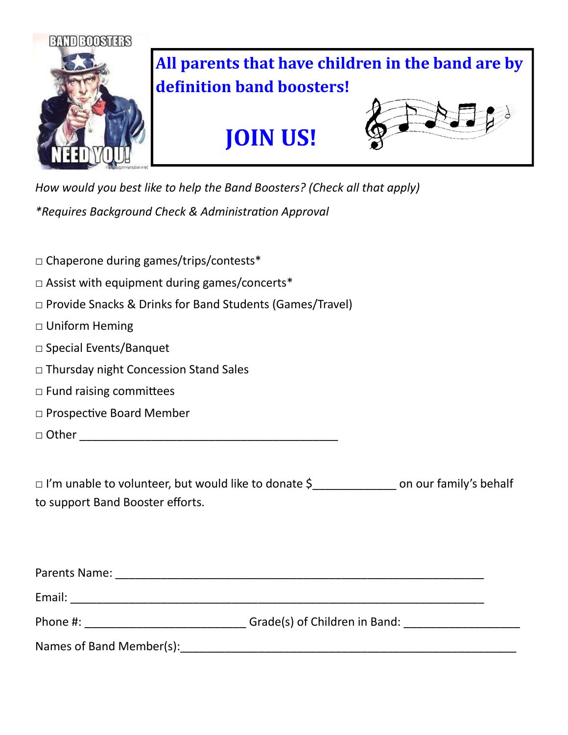**All parents that have children in the band are by definition band boosters!**

**JOIN US!**

*How would you best like to help the Band Boosters? (Check all that apply)*

*\*Requires Background Check & Administration Approval*

□ Chaperone during games/trips/contests*

□ Assist with equipment during games/concerts*

□ Provide Snacks & Drinks for Band Students (Games/Travel)

□ Uniform Heming

□ Special Events/Banquet

□ Thursday night Concession Stand Sales

□ Fund raising committees

□ Prospective Board Member

□ Other ________________________________________

□ I'm unable to volunteer, but would like to donate $____________ on our family's behalf to support Band Booster efforts.

Parents Name: _________________________________________________________

Email: ________________________________________________________________

Phone #: _________________________ Grade(s) of Children in Band: __________________

Names of Band Member(s):_____________________________________________________